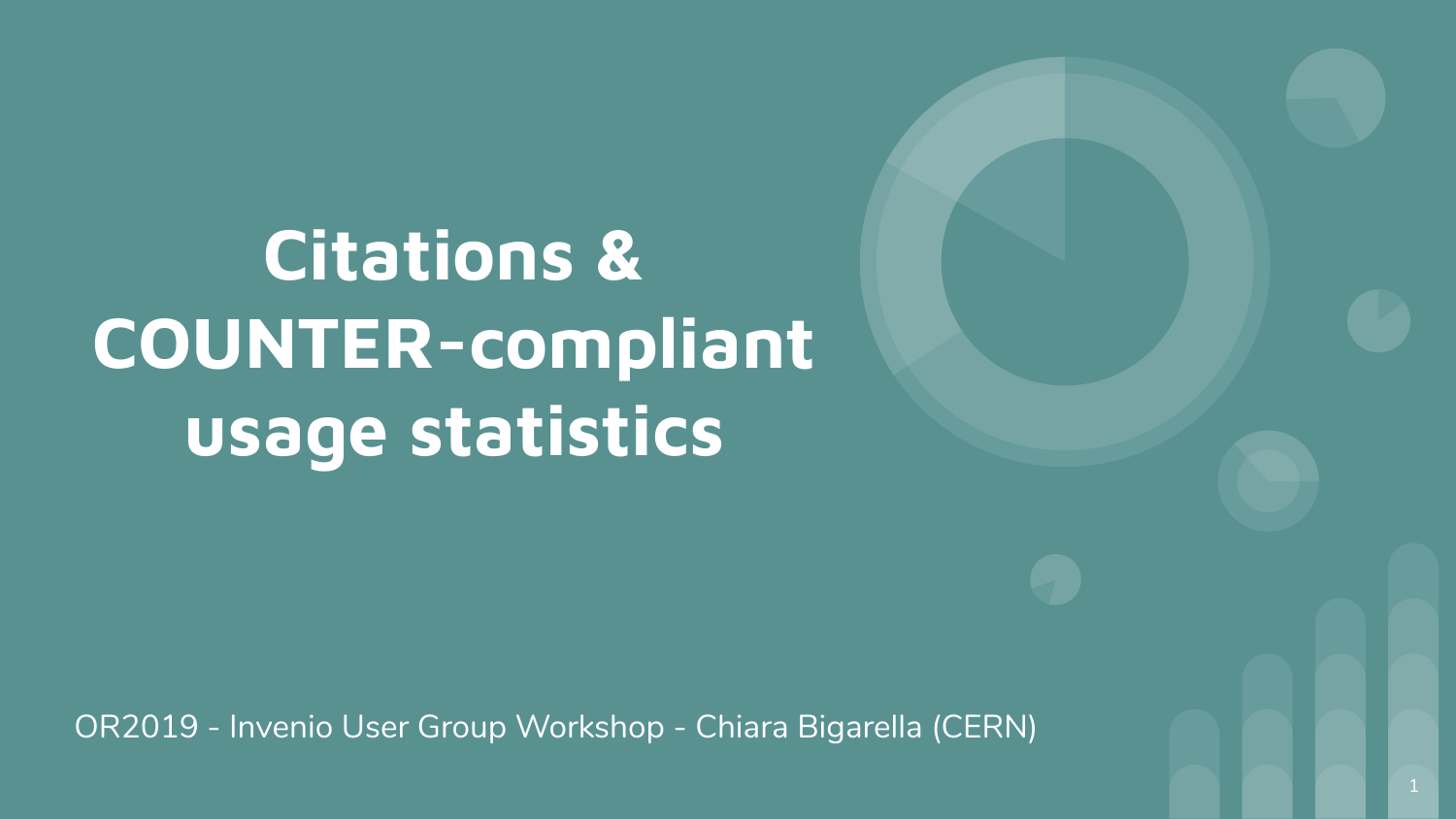# Citations & COUNTER-compliant usage statistics

OR2019 - Invenio User Group Workshop - Chiara Bigarella (CERN)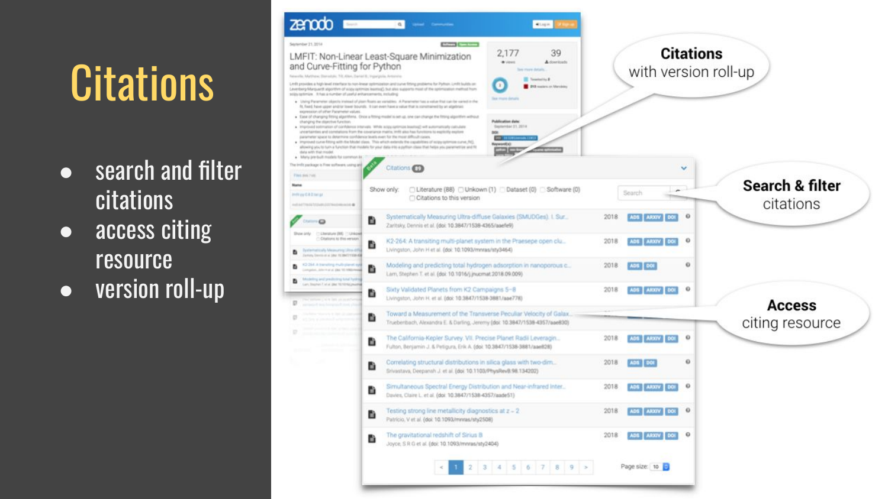# Citations

- search and filter citations
- access citing resource
- version roll-up

**Citations** with version roll-up

**Search & filter** citations

**Access** citing resource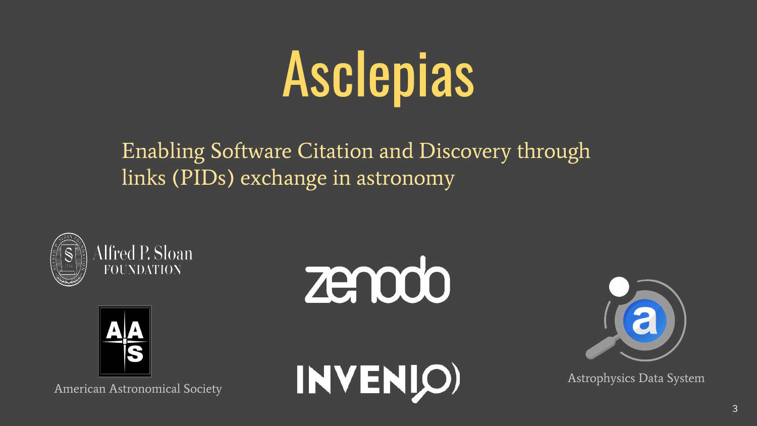# Asclepias

Enabling Software Citation and Discovery through links (PIDs) exchange in astronomy

Alfred P. Sloan FOUNDATION

American Astronomical Society

zenodo

INVENIO

Astrophysics Data System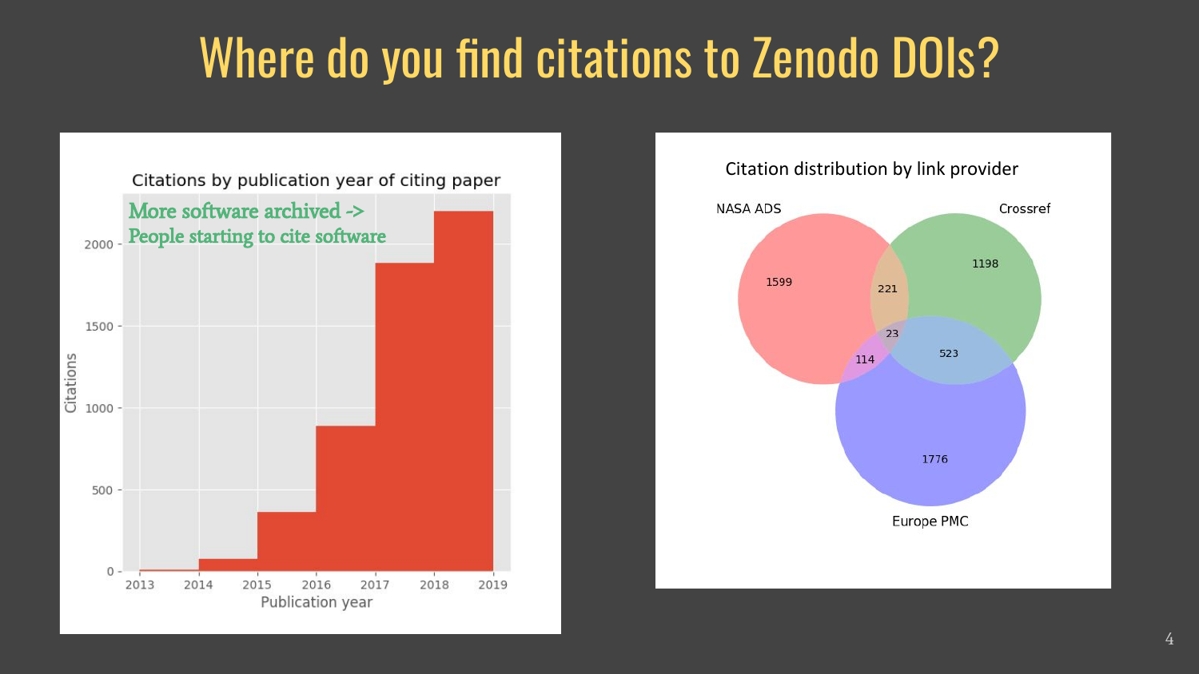# Where do you find citations to Zenodo DOIs?

**Citations by publication year of citing paper**

More software archived -> People starting to cite software

Citations (y-axis: 0, 500, 1000, 1500, 2000) by Publication year (x-axis: 2013, 2014, 2015, 2016, 2017, 2018, 2019)

**Citation distribution by link provider**

| Region | Citations |
| --- | --- |
| NASA ADS only | 1599 |
| Crossref only | 1198 |
| Europe PMC only | 1776 |
| NASA ADS ∩ Crossref | 221 |
| NASA ADS ∩ Europe PMC | 114 |
| Crossref ∩ Europe PMC | 523 |
| NASA ADS ∩ Crossref ∩ Europe PMC | 23 |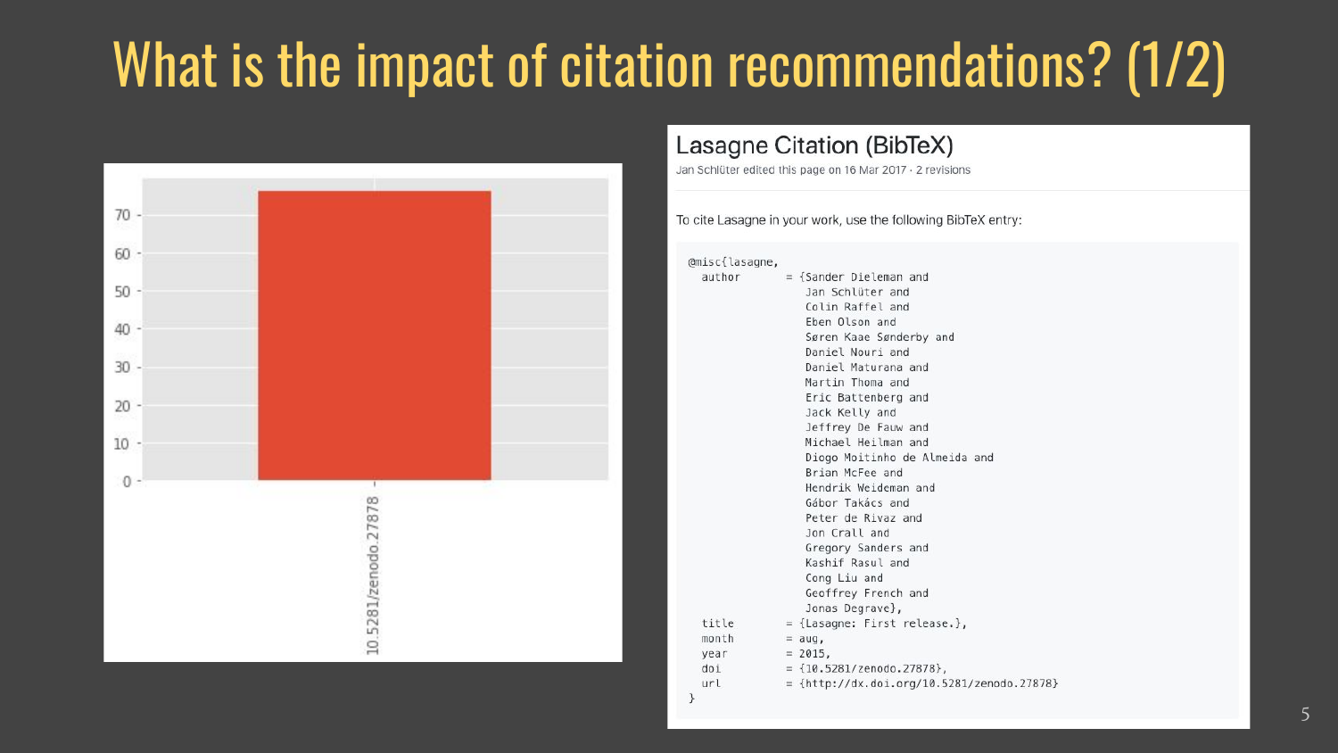# What is the impact of citation recommendations? (1/2)

## Lasagne Citation (BibTeX)

Jan Schlüter edited this page on 16 Mar 2017 · 2 revisions

To cite Lasagne in your work, use the following BibTeX entry:

```
@misc{lasagne,
  author       = {Sander Dieleman and
                  Jan Schlüter and
                  Colin Raffel and
                  Eben Olson and
                  Søren Kaae Sønderby and
                  Daniel Nouri and
                  Daniel Maturana and
                  Martin Thoma and
                  Eric Battenberg and
                  Jack Kelly and
                  Jeffrey De Fauw and
                  Michael Heilman and
                  Diogo Moitinho de Almeida and
                  Brian McFee and
                  Hendrik Weideman and
                  Gábor Takács and
                  Peter de Rivaz and
                  Jon Crall and
                  Gregory Sanders and
                  Kashif Rasul and
                  Cong Liu and
                  Geoffrey French and
                  Jonas Degrave},
  title        = {Lasagne: First release.},
  month        = aug,
  year         = 2015,
  doi          = {10.5281/zenodo.27878},
  url          = {http://dx.doi.org/10.5281/zenodo.27878}
}
```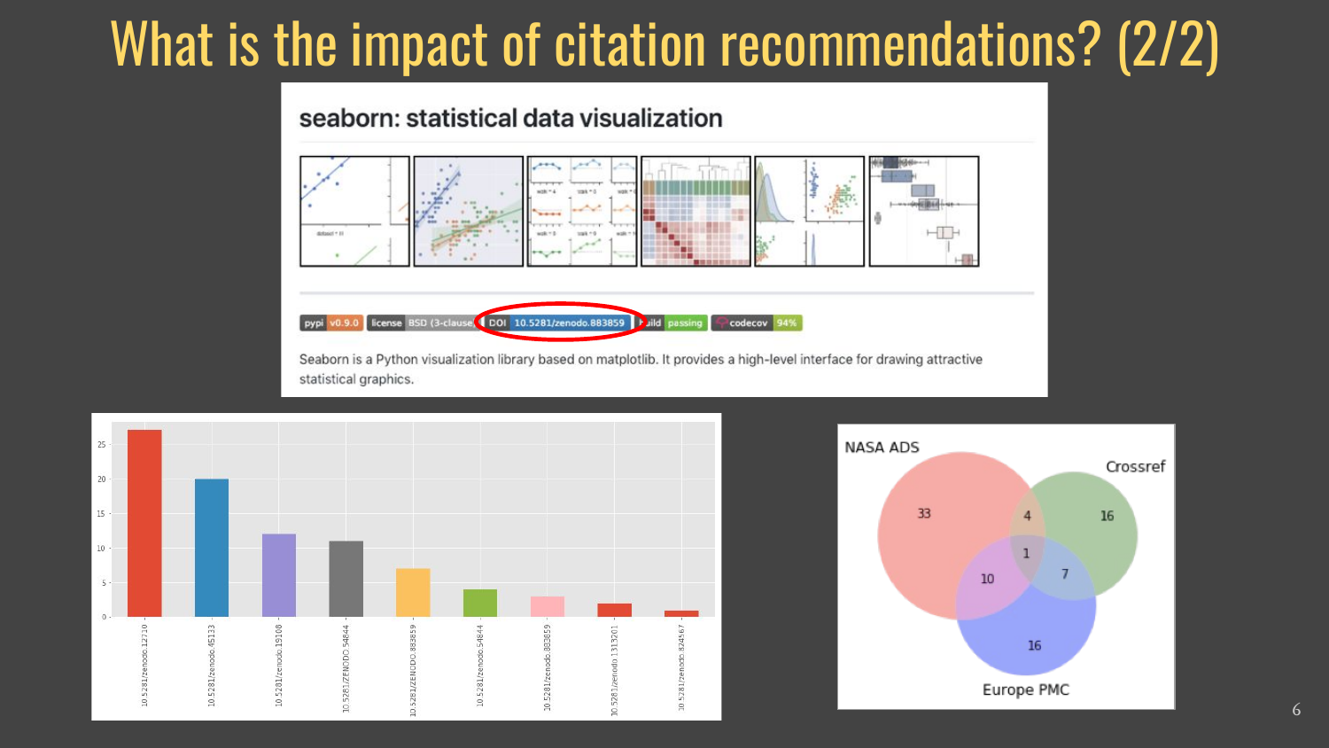# What is the impact of citation recommendations? (2/2)

## seaborn: statistical data visualization

pypi v0.9.0 | license BSD (3-clause) | DOI 10.5281/zenodo.883859 | build passing | codecov 94%

Seaborn is a Python visualization library based on matplotlib. It provides a high-level interface for drawing attractive statistical graphics.

| DOI | Count |
| --- | --- |
| 10.5281/zenodo.12710 | 27 |
| 10.5281/zenodo.45133 | 20 |
| 10.5281/zenodo.19108 | 12 |
| 10.5281/ZENODO.54844 | 11 |
| 10.5281/ZENODO.883859 | 7 |
| 10.5281/zenodo.54844 | 4 |
| 10.5281/zenodo.883859 | 3 |
| 10.5281/zenodo.1313201 | 2 |
| 10.5281/zenodo.824567 | 1 |

| Source overlap | Count |
| --- | --- |
| NASA ADS only | 33 |
| Crossref only | 16 |
| Europe PMC only | 16 |
| NASA ADS & Crossref | 4 |
| NASA ADS & Europe PMC | 10 |
| Crossref & Europe PMC | 7 |
| NASA ADS & Crossref & Europe PMC | 1 |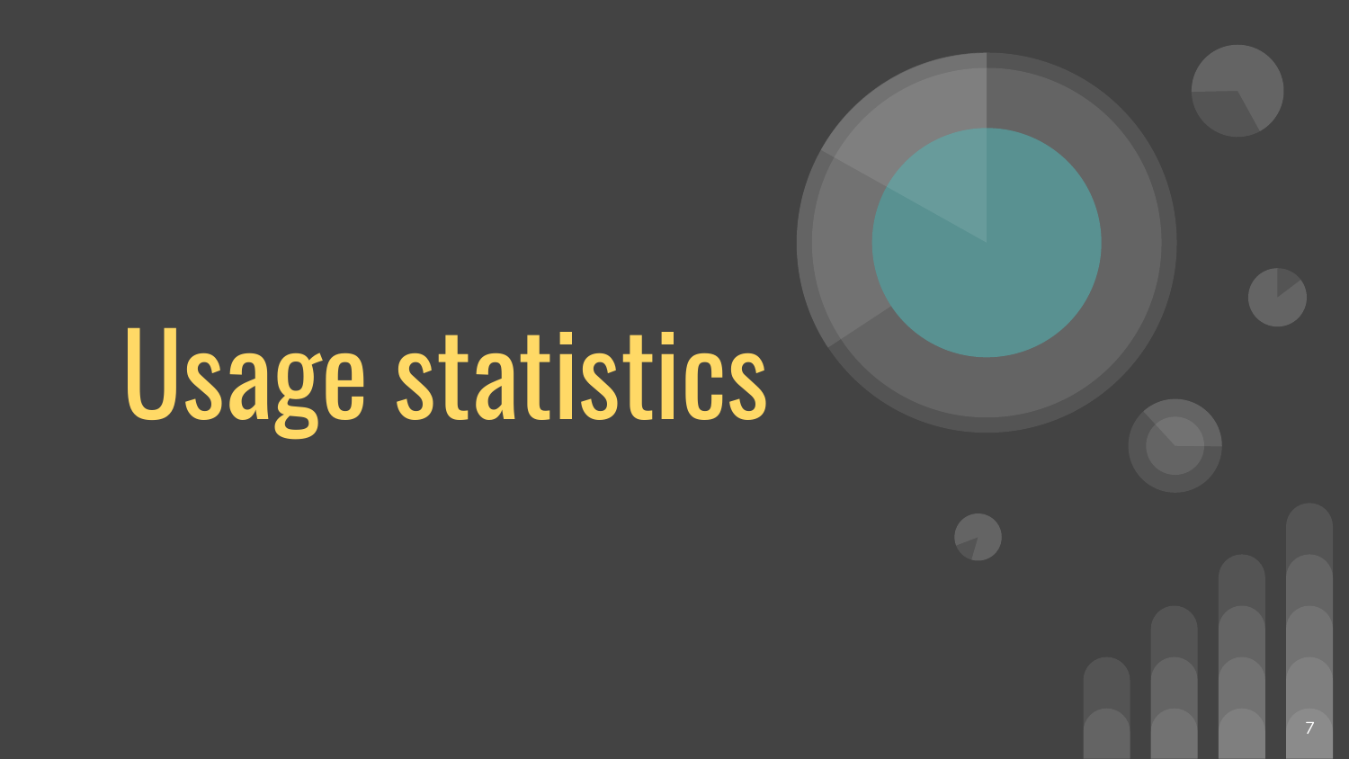# Usage statistics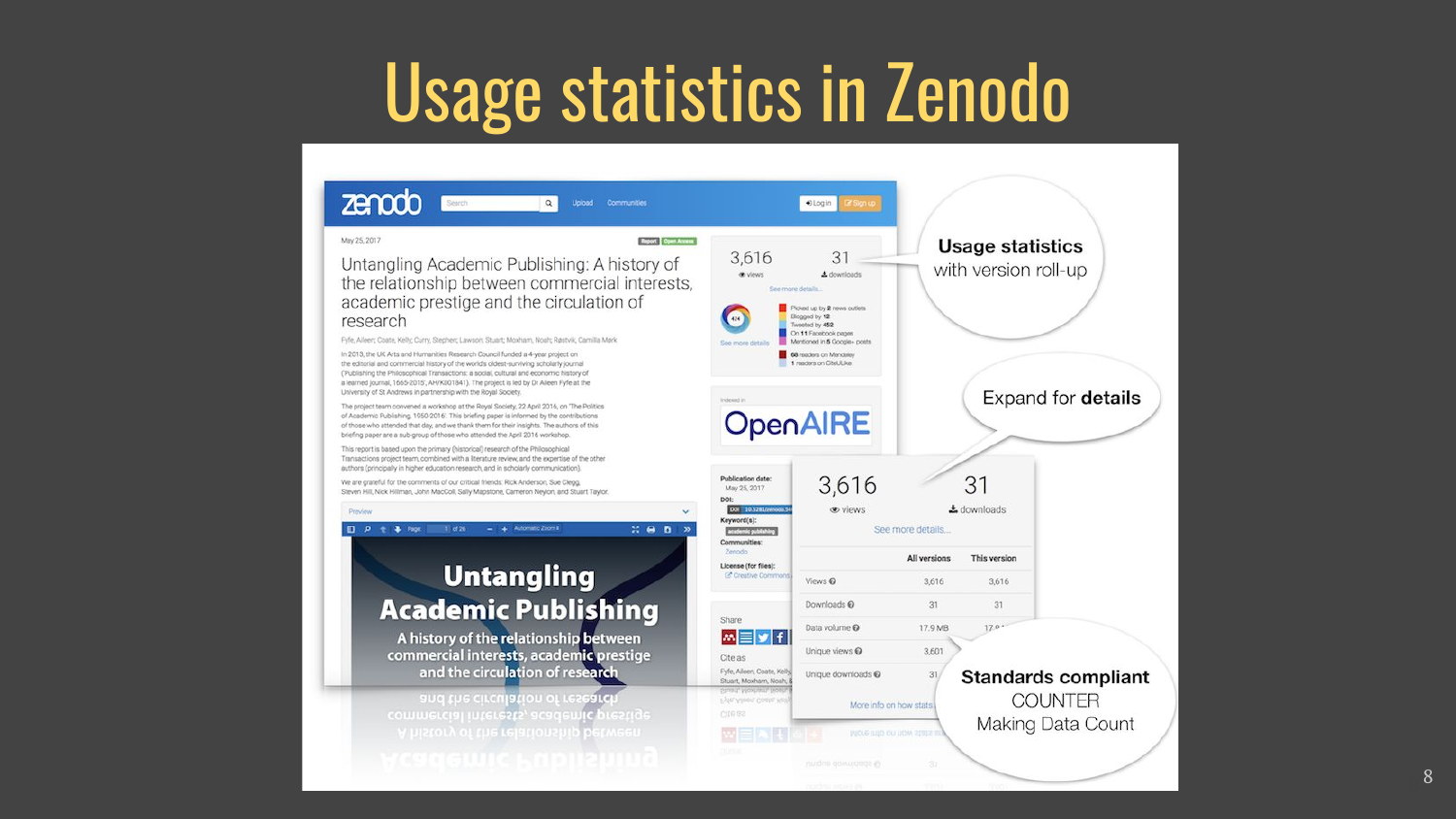# Usage statistics in Zenodo

Usage statistics with version roll-up

Expand for **details**

| | All versions | This version |
|---|---|---|
| Views | 3,616 | 3,616 |
| Downloads | 31 | 31 |
| Data volume | 17.9 MB | 17.9 MB |
| Unique views | 3,601 | |
| Unique downloads | 31 | |

**Standards compliant** COUNTER Making Data Count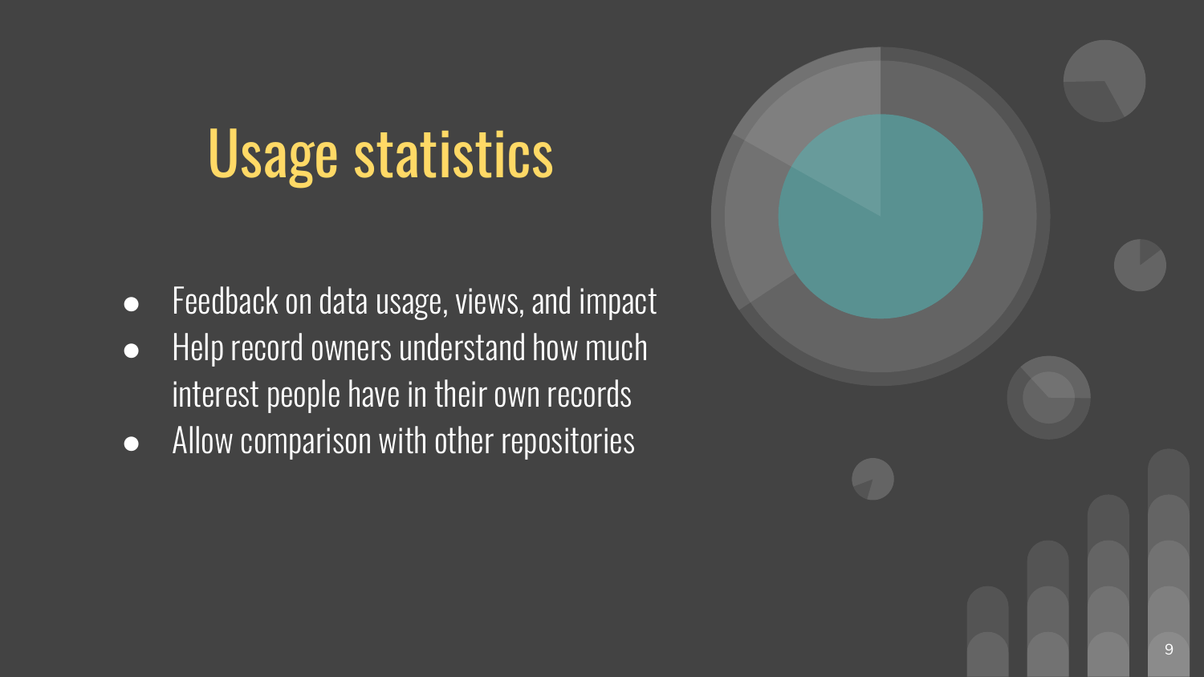# Usage statistics

- Feedback on data usage, views, and impact
- Help record owners understand how much interest people have in their own records
- Allow comparison with other repositories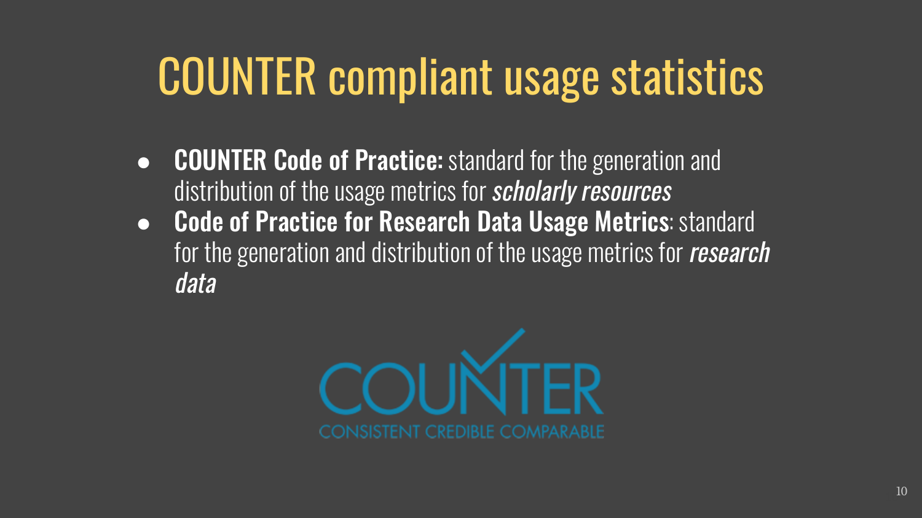# COUNTER compliant usage statistics

- **COUNTER Code of Practice:** standard for the generation and distribution of the usage metrics for ***scholarly resources***
- **Code of Practice for Research Data Usage Metrics**: standard for the generation and distribution of the usage metrics for ***research data***

COUNTER

CONSISTENT CREDIBLE COMPARABLE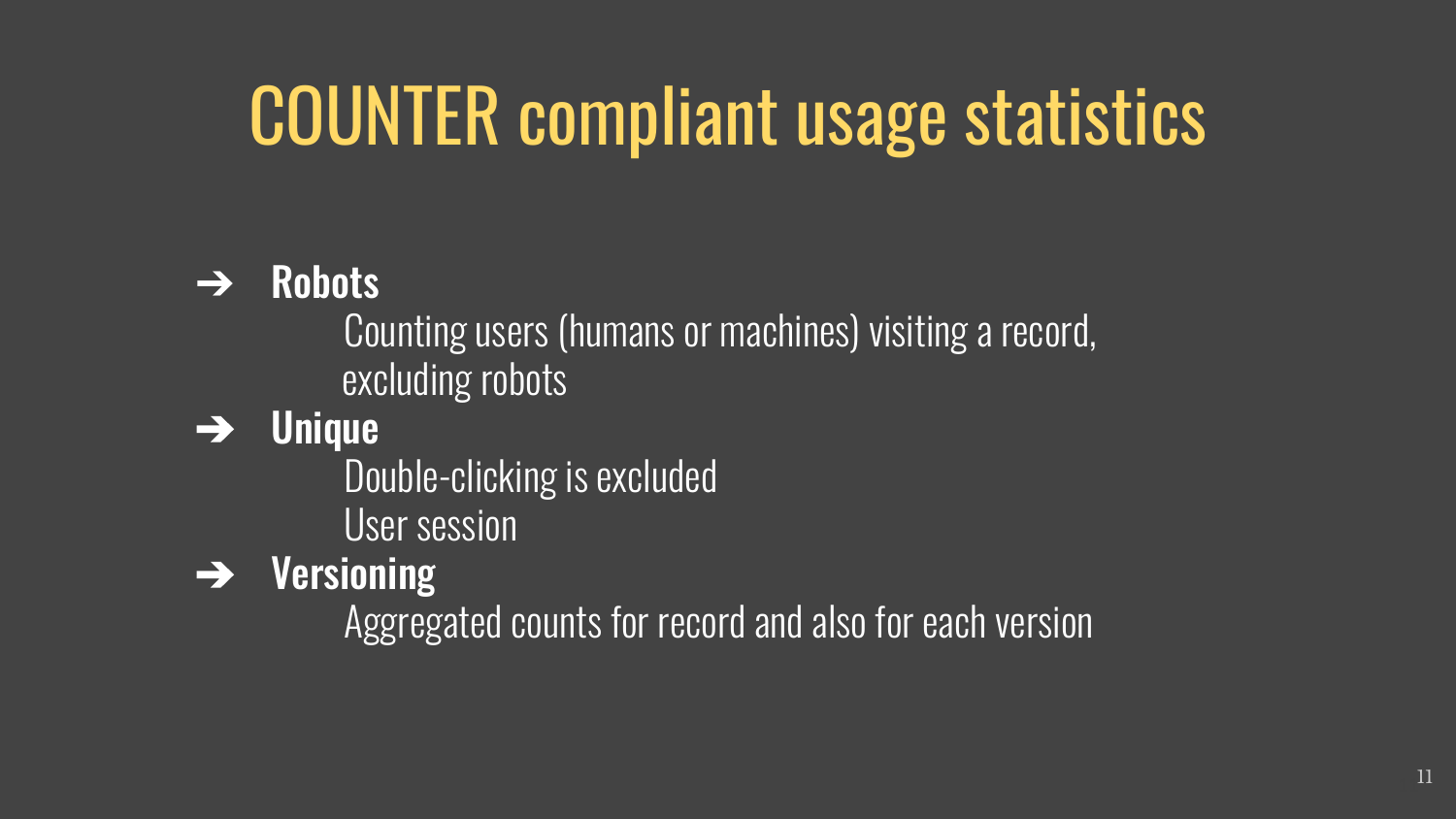# COUNTER compliant usage statistics

- **Robots**
  - Counting users (humans or machines) visiting a record, excluding robots
- **Unique**
  - Double-clicking is excluded
  - User session
- **Versioning**
  - Aggregated counts for record and also for each version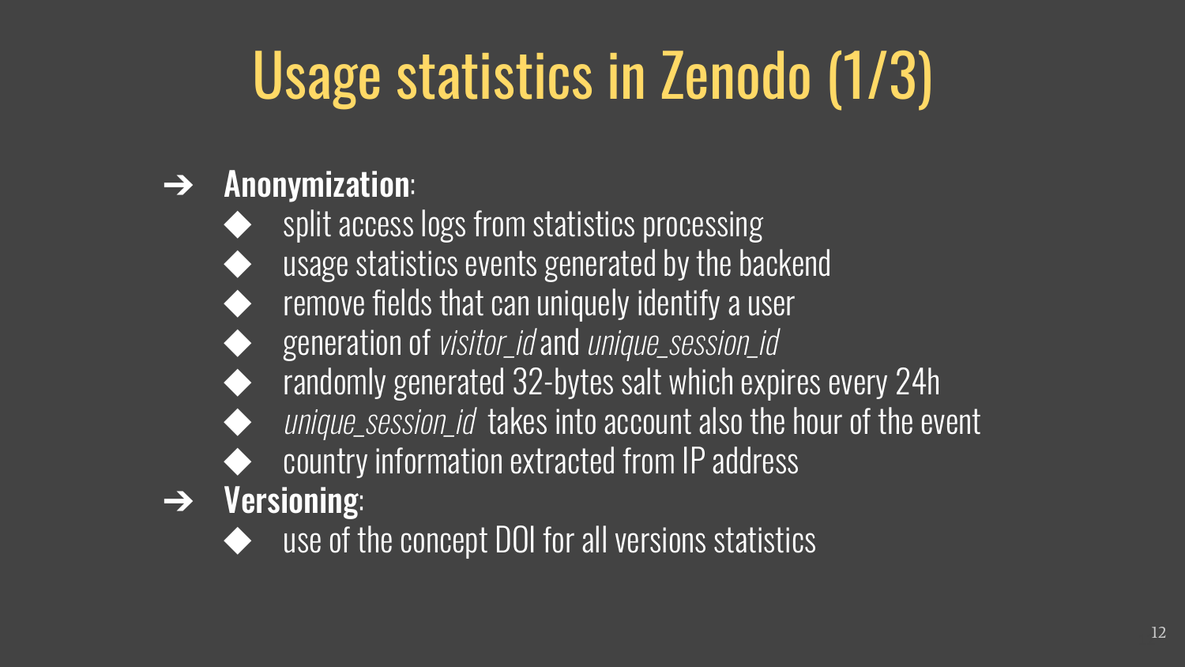# Usage statistics in Zenodo (1/3)

- **Anonymization**:
  - split access logs from statistics processing
  - usage statistics events generated by the backend
  - remove fields that can uniquely identify a user
  - generation of *visitor_id* and *unique_session_id*
  - randomly generated 32-bytes salt which expires every 24h
  - *unique_session_id* takes into account also the hour of the event
  - country information extracted from IP address
- **Versioning**:
  - use of the concept DOI for all versions statistics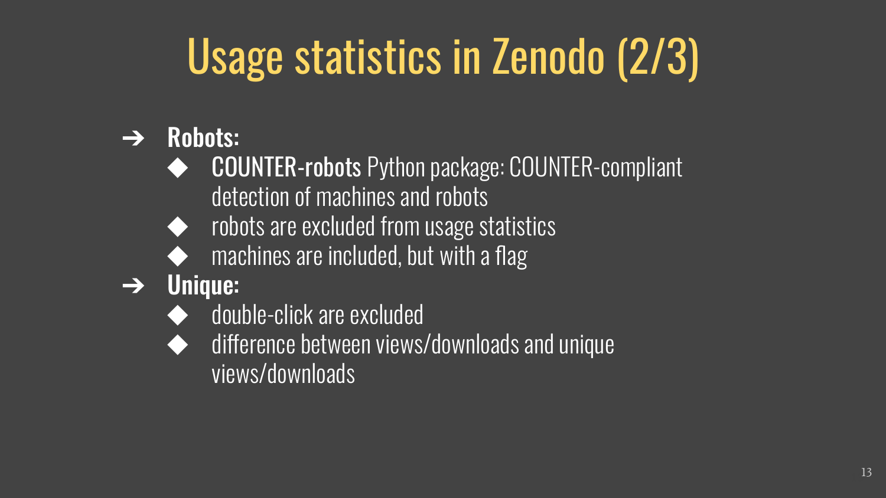# Usage statistics in Zenodo (2/3)

- **Robots:**
  - **COUNTER-robots** Python package: COUNTER-compliant detection of machines and robots
  - robots are excluded from usage statistics
  - machines are included, but with a flag
- **Unique:**
  - double-click are excluded
  - difference between views/downloads and unique views/downloads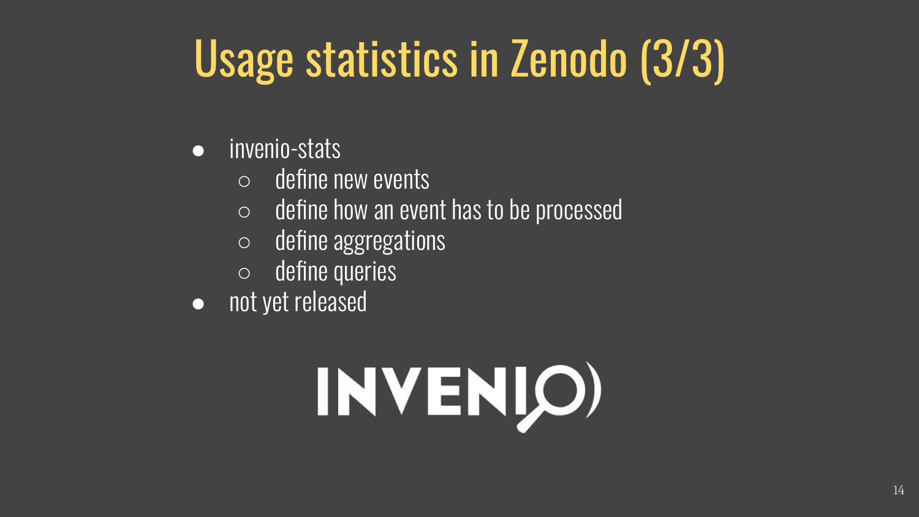# Usage statistics in Zenodo (3/3)

- invenio-stats
  - define new events
  - define how an event has to be processed
  - define aggregations
  - define queries
- not yet released

INVENIO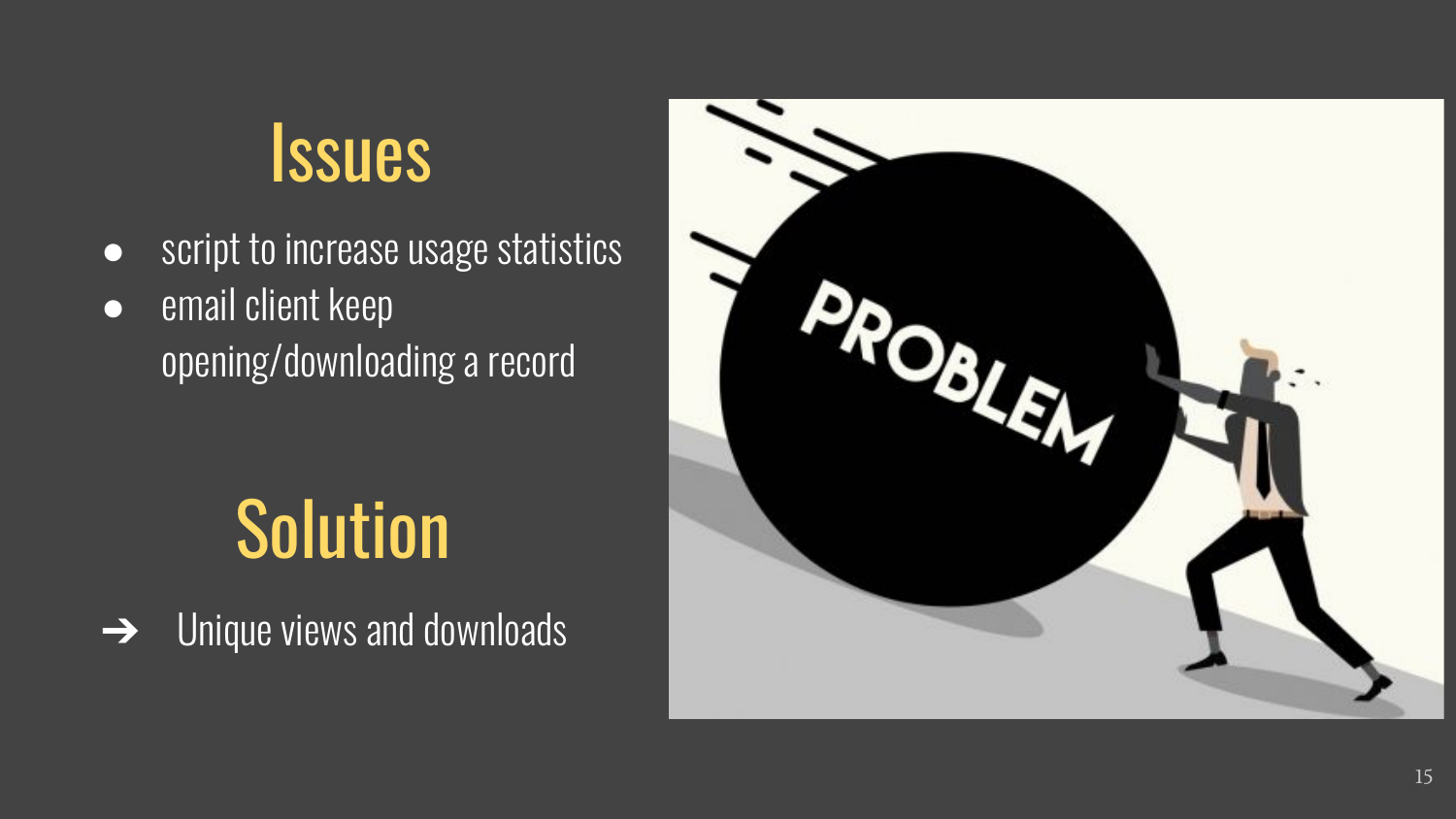## Issues

- script to increase usage statistics
- email client keep opening/downloading a record

## Solution

➔ Unique views and downloads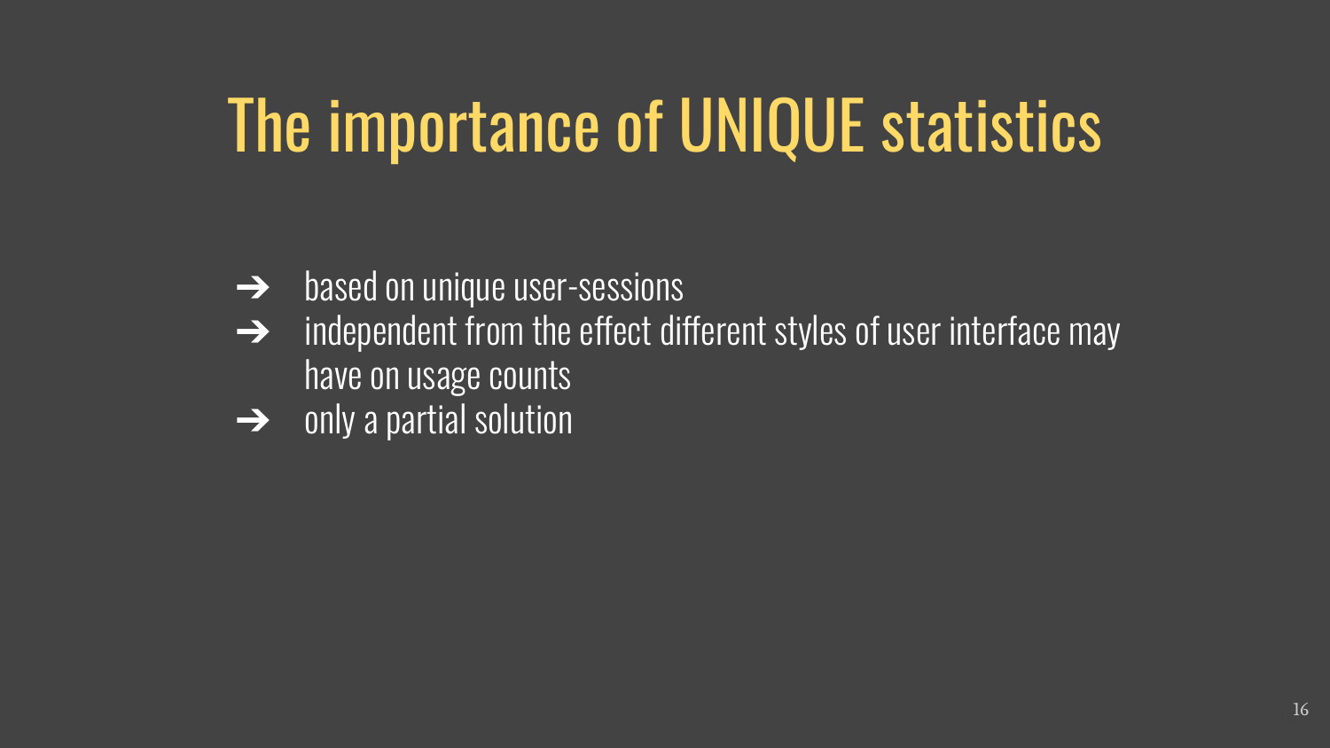# The importance of UNIQUE statistics

- based on unique user-sessions
- independent from the effect different styles of user interface may have on usage counts
- only a partial solution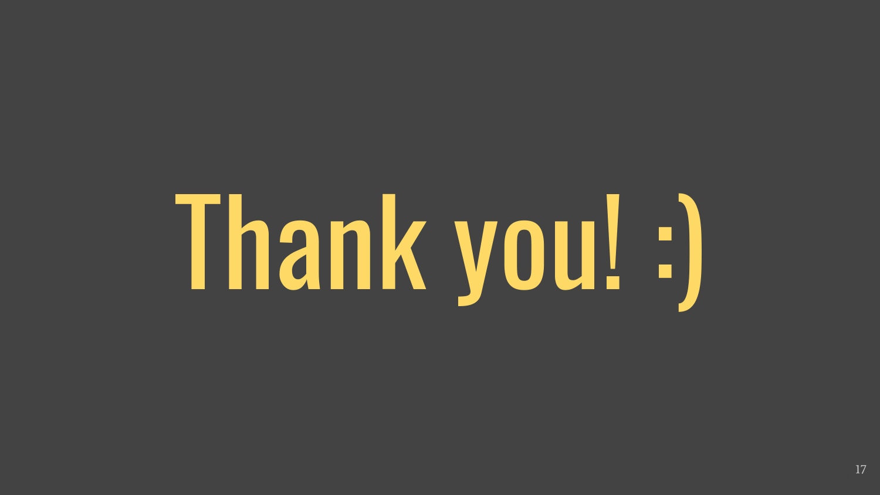# Thank you! :)